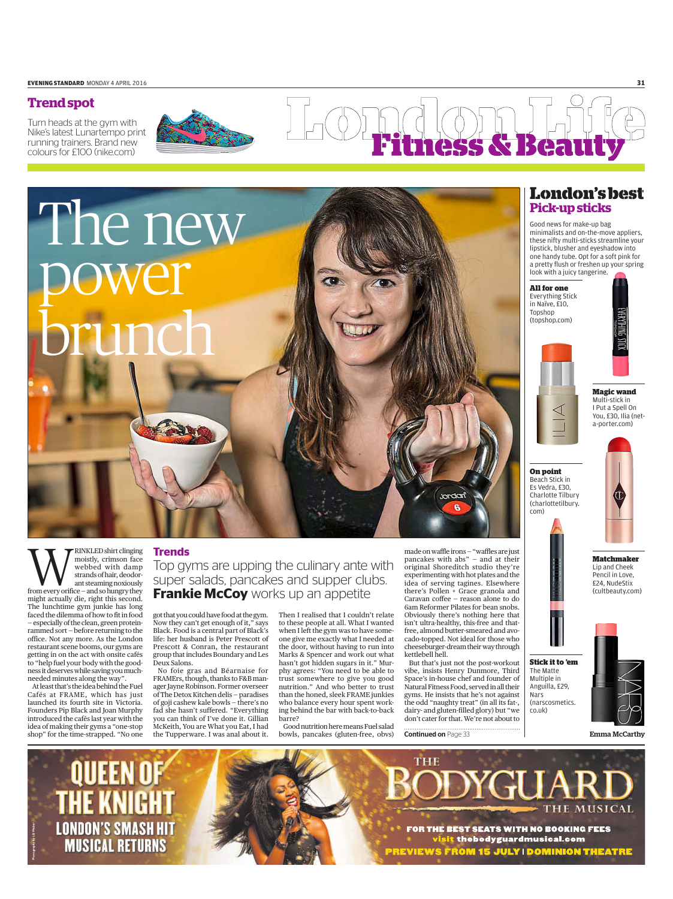## Trend spot

Turn heads at the gym with Nike's latest Lunartempo print running trainers. Brand new colours for £100 (nike.com)

# London Life Fitness & Beauty

# The new power brunch

## Trends

Top gyms are upping the culinary ante with super salads, pancakes and supper clubs. **Frankie McCoy** works up an appetite

WRINKLED shirt clinging moistly, crimson face webbed with damp strands of hair, deodorant steaming noxiously from every orifice – and so hungry they might actually die, right this second. The lunchtime gym junkie has long faced the dilemma of how to fit in food – especially of the clean, green protein-rammed sort – before returning to the office. Not any more. As the London restaurant scene booms, our gyms are getting in on the act with onsite cafés to "help fuel your body with the goodness it deserves while saving you much-needed minutes along the way".

At least that's the idea behind the Fuel Cafés at FRAME, which has just launched its fourth site in Victoria. Founders Pip Black and Joan Murphy introduced the cafés last year with the idea of making their gyms a "one-stop shop" for the time-strapped. "No one got that you could have food at the gym. Now they can't get enough of it," says Black. Food is a central part of Black's life: her husband is Peter Prescott of Prescott & Conran, the restaurant group that includes Boundary and Les Deux Salons.

No foie gras and Béarnaise for FRAMErs, though, thanks to F&B manager Jayne Robinson. Former overseer of The Detox Kitchen delis – paradises of goji cashew kale bowls – there's no fad she hasn't suffered. "Everything you can think of I've done it. Gillian McKeith, You are What you Eat, I had the Tupperware. I was anal about it. Then I realised that I couldn't relate to these people at all. What I wanted when I left the gym was to have someone give me exactly what I needed at the door, without having to run into Marks & Spencer and work out what hasn't got hidden sugars in it." Murphy agrees: "You need to be able to trust somewhere to give you good nutrition." And who better to trust than the honed, sleek FRAME junkies who balance every hour spent working behind the bar with back-to-back barre?

Good nutrition here means Fuel salad bowls, pancakes (gluten-free, obvs) made on waffle irons – "waffles are just pancakes with abs" – and at their original Shoreditch studio they're experimenting with hot plates and the idea of serving tagines. Elsewhere there's Pollen + Grace granola and Caravan coffee – reason alone to do 6am Reformer Pilates for bean snobs. Obviously there's nothing here that isn't ultra-healthy, this-free and that-free, almond butter-smeared and avocado-topped. Not ideal for those who cheeseburger-dream their way through kettlebell hell.

But that's just not the post-workout vibe, insists Henry Dunmore, Third Space's in-house chef and founder of Natural Fitness Food, served in all their gyms. He insists that he's not against the odd "naughty treat" (in all its fat-, dairy- and gluten-filled glory) but "we don't cater for that. We're not about to

**Continued on** Page 33

## London's best
### Pick-up sticks

Good news for make-up bag minimalists and on-the-move appliers, these nifty multi-sticks streamline your lipstick, blusher and eyeshadow into one handy tube. Opt for a soft pink for a pretty flush or freshen up your spring look with a juicy tangerine.

**All for one**
Everything Stick in Naïve, £10, Topshop (topshop.com)

**Magic wand**
Multi-stick in I Put a Spell On You, £30, Ilia (net-a-porter.com)

**On point**
Beach Stick in Es Vedra, £30, Charlotte Tilbury (charlottetilbury.com)

**Matchmaker**
Lip and Cheek Pencil in Love, £24, NudeStix (cultbeauty.com)

**Stick it to 'em**
The Matte Multiple in Anguilla, £29, Nars (narscosmetics.co.uk)

Emma McCarthy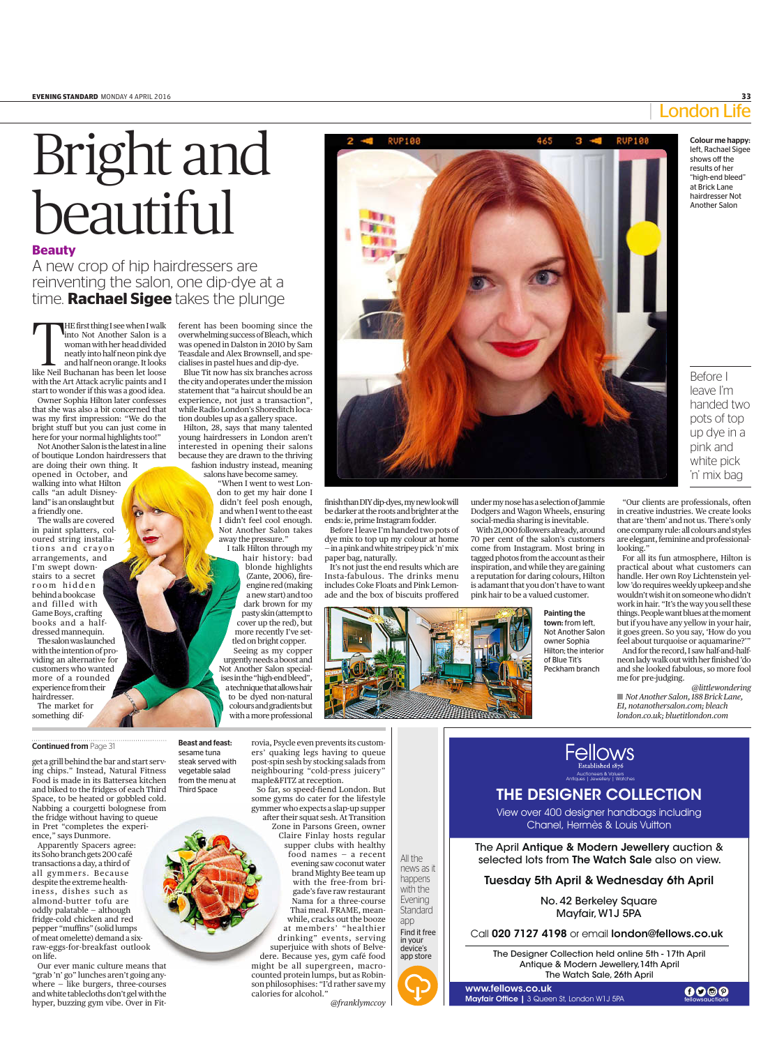# Bright and beautiful

**Beauty**

A new crop of hip hairdressers are reinventing the salon, one dip-dye at a time. **Rachael Sigee** takes the plunge

THE first thing I see when I walk into Not Another Salon is a woman with her head divided neatly into half neon pink dye and half neon orange. It looks like Neil Buchanan has been let loose with the Art Attack acrylic paints and I start to wonder if this was a good idea.

Owner Sophia Hilton later confesses that she was also a bit concerned that was my first impression: "We do the bright stuff but you can just come in here for your normal highlights too!"

Not Another Salon is the latest in a line of boutique London hairdressers that are doing their own thing. It opened in October, and walking into what Hilton calls "an adult Disneyland" is an onslaught but a friendly one.

The walls are covered in paint splatters, coloured string installations and crayon arrangements, and I'm swept downstairs to a secret room hidden behind a bookcase and filled with Game Boys, crafting books and a half-dressed mannequin.

The salon was launched with the intention of providing an alternative for customers who wanted more of a rounded experience from their hairdresser.

The market for something different has been booming since the overwhelming success of Bleach, which was opened in Dalston in 2010 by Sam Teasdale and Alex Brownsell, and specialises in pastel hues and dip-dye.

Blue Tit now has six branches across the city and operates under the mission statement that "a haircut should be an experience, not just a transaction", while Radio London's Shoreditch location doubles up as a gallery space.

Hilton, 28, says that many talented young hairdressers in London aren't interested in opening their salons because they are drawn to the thriving fashion industry instead, meaning salons have become samey.

"When I went to west London to get my hair done I didn't feel posh enough, and when I went to the east I didn't feel cool enough. Not Another Salon takes away the pressure."

I talk Hilton through my hair history: bad blonde highlights (Zante, 2006), fire-engine red (making a new start) and too dark brown for my pasty skin (attempt to cover up the red), but more recently I've settled on bright copper.

Seeing as my copper urgently needs a boost and Not Another Salon specialises in the "high-end bleed", a technique that allows hair to be dyed non-natural colours and gradients but with a more professional finish than DIY dip-dyes, my new look will be darker at the roots and brighter at the ends: ie, prime Instagram fodder.

Before I leave I'm handed two pots of dye mix to top up my colour at home – in a pink and white stripey pick 'n' mix paper bag, naturally.

It's not just the end results which are Insta-fabulous. The drinks menu includes Coke Floats and Pink Lemonade and the box of biscuits proffered under my nose has a selection of Jammie Dodgers and Wagon Wheels, ensuring social-media sharing is inevitable.

With 21,000 followers already, around 70 per cent of the salon's customers come from Instagram. Most bring in tagged photos from the account as their inspiration, and while they are gaining a reputation for daring colours, Hilton is adamant that you don't have to want pink hair to be a valued customer.

"Our clients are professionals, often in creative industries. We create looks that are 'them' and not us. There's only one company rule: all colours and styles are elegant, feminine and professional-looking."

For all its fun atmosphere, Hilton is practical about what customers can handle. Her own Roy Lichtenstein yellow 'do requires weekly upkeep and she wouldn't wish it on someone who didn't work in hair. "It's the way you sell these things. People want blues at the moment but if you have any yellow in your hair, it goes green. So you say, 'How do you feel about turquoise or aquamarine?'"

And for the record, I saw half-and-half-neon lady walk out with her finished 'do and she looked fabulous, so more fool me for pre-judging.

*@littlewondering*

*Not Another Salon, 188 Brick Lane, E1, notanothersalon.com; bleach london.co.uk; bluetitlondon.com*

**Colour me happy:** left, Rachael Sigee shows off the results of her "high-end bleed" at Brick Lane hairdresser Not Another Salon

Before I leave I'm handed two pots of top up dye in a pink and white pick 'n' mix bag

**Painting the town:** from left, Not Another Salon owner Sophia Hilton; the interior of Blue Tit's Peckham branch

---

**Continued from** Page 31

get a grill behind the bar and start serving chips." Instead, Natural Fitness Food is made in its Battersea kitchen and biked to the fridges of each Third Space, to be heated or gobbled cold. Nabbing a courgetti bolognese from the fridge without having to queue in Pret "completes the experience," says Dunmore.

Apparently Spacers agree: its Soho branch gets 200 café transactions a day, a third of all gymmers. Because despite the extreme healthiness, dishes such as almond-butter tofu are oddly palatable – although fridge-cold chicken and red pepper "muffins" (solid lumps of meat omelette) demand a six-raw-eggs-for-breakfast outlook on life.

Our ever manic culture means that "grab 'n' go" lunches aren't going anywhere – like burgers, three-courses and white tablecloths don't gel with the hyper, buzzing gym vibe. Over in Fitrovia, Psycle even prevents its customers' quaking legs having to queue post-spin sesh by stocking salads from neighbouring "cold-press juicery" maple&FITZ at reception.

So far, so speed-fiend London. But some gyms do cater for the lifestyle gymmer who expects a slap-up supper after their squat sesh. At Transition Zone in Parsons Green, owner Claire Finlay hosts regular supper clubs with healthy food names – a recent evening saw coconut water brand Mighty Bee team up with the free-from brigade's fave raw restaurant Nama for a three-course Thai meal. FRAME, meanwhile, cracks out the booze at members' "healthier drinking" events, serving superjuice with shots of Belvedere. Because yes, gym café food might be all supergreen, macro-counted protein lumps, but as Robinson philosophises: "I'd rather save my calories for alcohol."

*@franklymccoy*

**Beast and feast:** sesame tuna steak served with vegetable salad from the menu at Third Space

All the news as it happens with the Evening Standard app

Find it free in your device's app store

---

**Fellows**

Established 1876

Auctioneers & Valuers
Antiques | Jewellery | Watches

**THE DESIGNER COLLECTION**

View over 400 designer handbags including Chanel, Hermès & Louis Vuitton

The April **Antique & Modern Jewellery** auction & selected lots from **The Watch Sale** also on view.

**Tuesday 5th April & Wednesday 6th April**

No. 42 Berkeley Square
Mayfair, W1J 5PA

Call **020 7127 4198** or email **london@fellows.co.uk**

The Designer Collection held online 5th - 17th April
Antique & Modern Jewellery, 14th April
The Watch Sale, 26th April

**www.fellows.co.uk**
**Mayfair Office |** 3 Queen St, London W1J 5PA

fellowsauctions